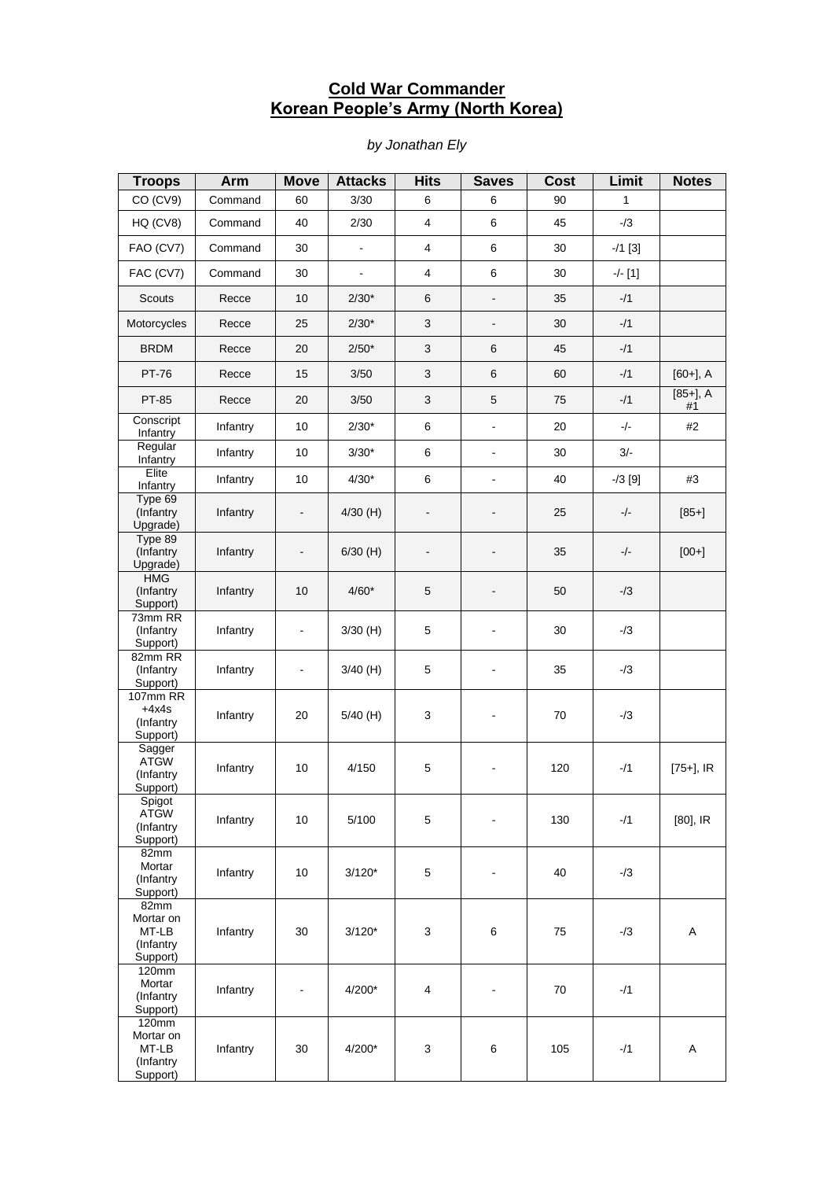# Cold War Commander
# Korean People's Army (North Korea)

*by Jonathan Ely*

| Troops | Arm | Move | Attacks | Hits | Saves | Cost | Limit | Notes |
|---|---|---|---|---|---|---|---|---|
| CO (CV9) | Command | 60 | 3/30 | 6 | 6 | 90 | 1 | |
| HQ (CV8) | Command | 40 | 2/30 | 4 | 6 | 45 | -/3 | |
| FAO (CV7) | Command | 30 | - | 4 | 6 | 30 | -/1 [3] | |
| FAC (CV7) | Command | 30 | - | 4 | 6 | 30 | -/- [1] | |
| Scouts | Recce | 10 | 2/30* | 6 | - | 35 | -/1 | |
| Motorcycles | Recce | 25 | 2/30* | 3 | - | 30 | -/1 | |
| BRDM | Recce | 20 | 2/50* | 3 | 6 | 45 | -/1 | |
| PT-76 | Recce | 15 | 3/50 | 3 | 6 | 60 | -/1 | [60+], A |
| PT-85 | Recce | 20 | 3/50 | 3 | 5 | 75 | -/1 | [85+], A #1 |
| Conscript Infantry | Infantry | 10 | 2/30* | 6 | - | 20 | -/- | #2 |
| Regular Infantry | Infantry | 10 | 3/30* | 6 | - | 30 | 3/- | |
| Elite Infantry | Infantry | 10 | 4/30* | 6 | - | 40 | -/3 [9] | #3 |
| Type 69 (Infantry Upgrade) | Infantry | - | 4/30 (H) | - | - | 25 | -/- | [85+] |
| Type 89 (Infantry Upgrade) | Infantry | - | 6/30 (H) | - | - | 35 | -/- | [00+] |
| HMG (Infantry Support) | Infantry | 10 | 4/60* | 5 | - | 50 | -/3 | |
| 73mm RR (Infantry Support) | Infantry | - | 3/30 (H) | 5 | - | 30 | -/3 | |
| 82mm RR (Infantry Support) | Infantry | - | 3/40 (H) | 5 | - | 35 | -/3 | |
| 107mm RR +4x4s (Infantry Support) | Infantry | 20 | 5/40 (H) | 3 | - | 70 | -/3 | |
| Sagger ATGW (Infantry Support) | Infantry | 10 | 4/150 | 5 | - | 120 | -/1 | [75+], IR |
| Spigot ATGW (Infantry Support) | Infantry | 10 | 5/100 | 5 | - | 130 | -/1 | [80], IR |
| 82mm Mortar (Infantry Support) | Infantry | 10 | 3/120* | 5 | - | 40 | -/3 | |
| 82mm Mortar on MT-LB (Infantry Support) | Infantry | 30 | 3/120* | 3 | 6 | 75 | -/3 | A |
| 120mm Mortar (Infantry Support) | Infantry | - | 4/200* | 4 | - | 70 | -/1 | |
| 120mm Mortar on MT-LB (Infantry Support) | Infantry | 30 | 4/200* | 3 | 6 | 105 | -/1 | A |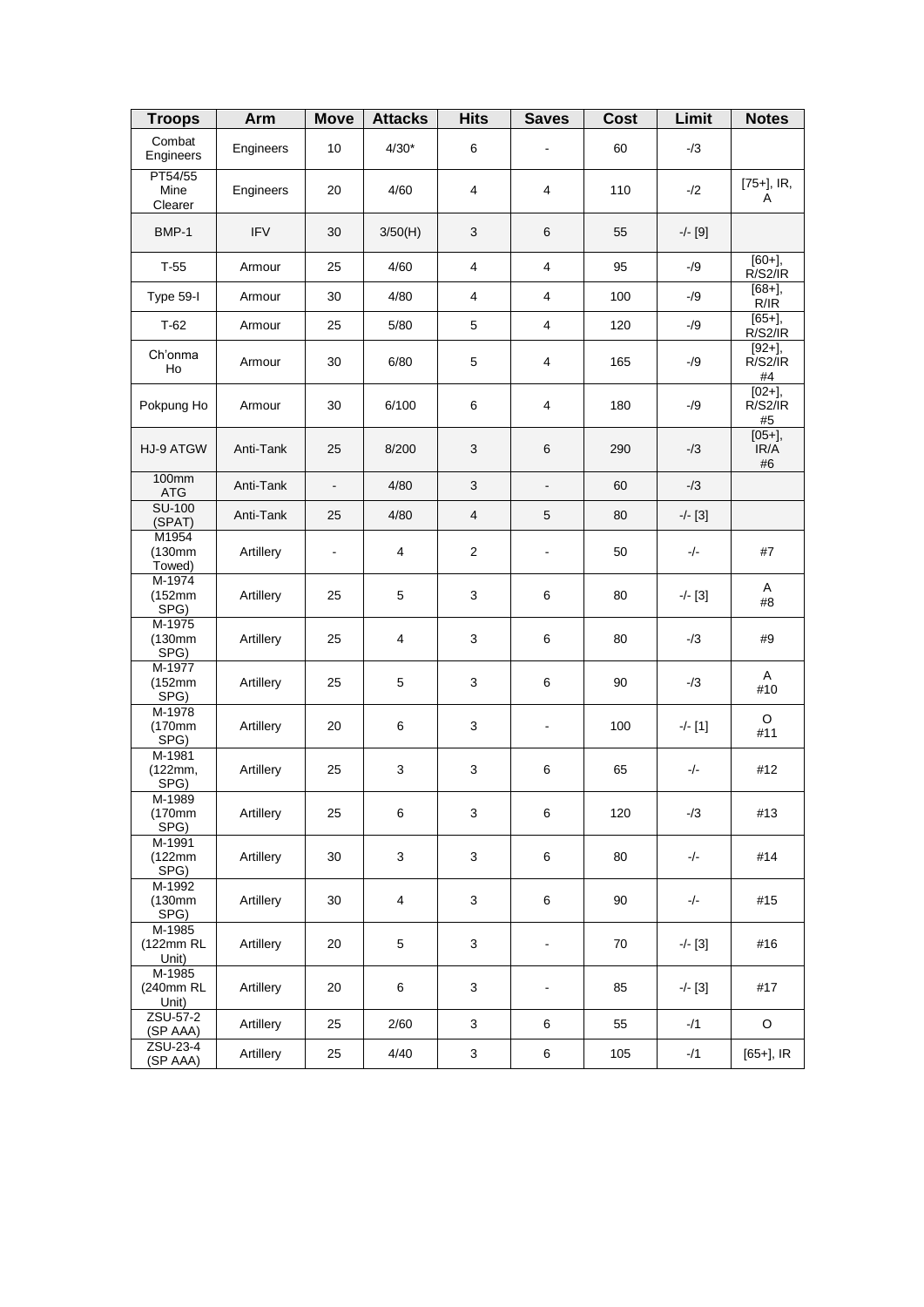| Troops | Arm | Move | Attacks | Hits | Saves | Cost | Limit | Notes |
|---|---|---|---|---|---|---|---|---|
| Combat Engineers | Engineers | 10 | 4/30* | 6 | - | 60 | -/3 | |
| PT54/55 Mine Clearer | Engineers | 20 | 4/60 | 4 | 4 | 110 | -/2 | [75+], IR, A |
| BMP-1 | IFV | 30 | 3/50(H) | 3 | 6 | 55 | -/- [9] | |
| T-55 | Armour | 25 | 4/60 | 4 | 4 | 95 | -/9 | [60+], R/S2/IR |
| Type 59-I | Armour | 30 | 4/80 | 4 | 4 | 100 | -/9 | [68+], R/IR |
| T-62 | Armour | 25 | 5/80 | 5 | 4 | 120 | -/9 | [65+], R/S2/IR |
| Ch'onma Ho | Armour | 30 | 6/80 | 5 | 4 | 165 | -/9 | [92+], R/S2/IR #4 |
| Pokpung Ho | Armour | 30 | 6/100 | 6 | 4 | 180 | -/9 | [02+], R/S2/IR #5 |
| HJ-9 ATGW | Anti-Tank | 25 | 8/200 | 3 | 6 | 290 | -/3 | [05+], IR/A #6 |
| 100mm ATG | Anti-Tank | - | 4/80 | 3 | - | 60 | -/3 | |
| SU-100 (SPAT) | Anti-Tank | 25 | 4/80 | 4 | 5 | 80 | -/- [3] | |
| M1954 (130mm Towed) | Artillery | - | 4 | 2 | - | 50 | -/- | #7 |
| M-1974 (152mm SPG) | Artillery | 25 | 5 | 3 | 6 | 80 | -/- [3] | A #8 |
| M-1975 (130mm SPG) | Artillery | 25 | 4 | 3 | 6 | 80 | -/3 | #9 |
| M-1977 (152mm SPG) | Artillery | 25 | 5 | 3 | 6 | 90 | -/3 | A #10 |
| M-1978 (170mm SPG) | Artillery | 20 | 6 | 3 | - | 100 | -/- [1] | O #11 |
| M-1981 (122mm, SPG) | Artillery | 25 | 3 | 3 | 6 | 65 | -/- | #12 |
| M-1989 (170mm SPG) | Artillery | 25 | 6 | 3 | 6 | 120 | -/3 | #13 |
| M-1991 (122mm SPG) | Artillery | 30 | 3 | 3 | 6 | 80 | -/- | #14 |
| M-1992 (130mm SPG) | Artillery | 30 | 4 | 3 | 6 | 90 | -/- | #15 |
| M-1985 (122mm RL Unit) | Artillery | 20 | 5 | 3 | - | 70 | -/- [3] | #16 |
| M-1985 (240mm RL Unit) | Artillery | 20 | 6 | 3 | - | 85 | -/- [3] | #17 |
| ZSU-57-2 (SP AAA) | Artillery | 25 | 2/60 | 3 | 6 | 55 | -/1 | O |
| ZSU-23-4 (SP AAA) | Artillery | 25 | 4/40 | 3 | 6 | 105 | -/1 | [65+], IR |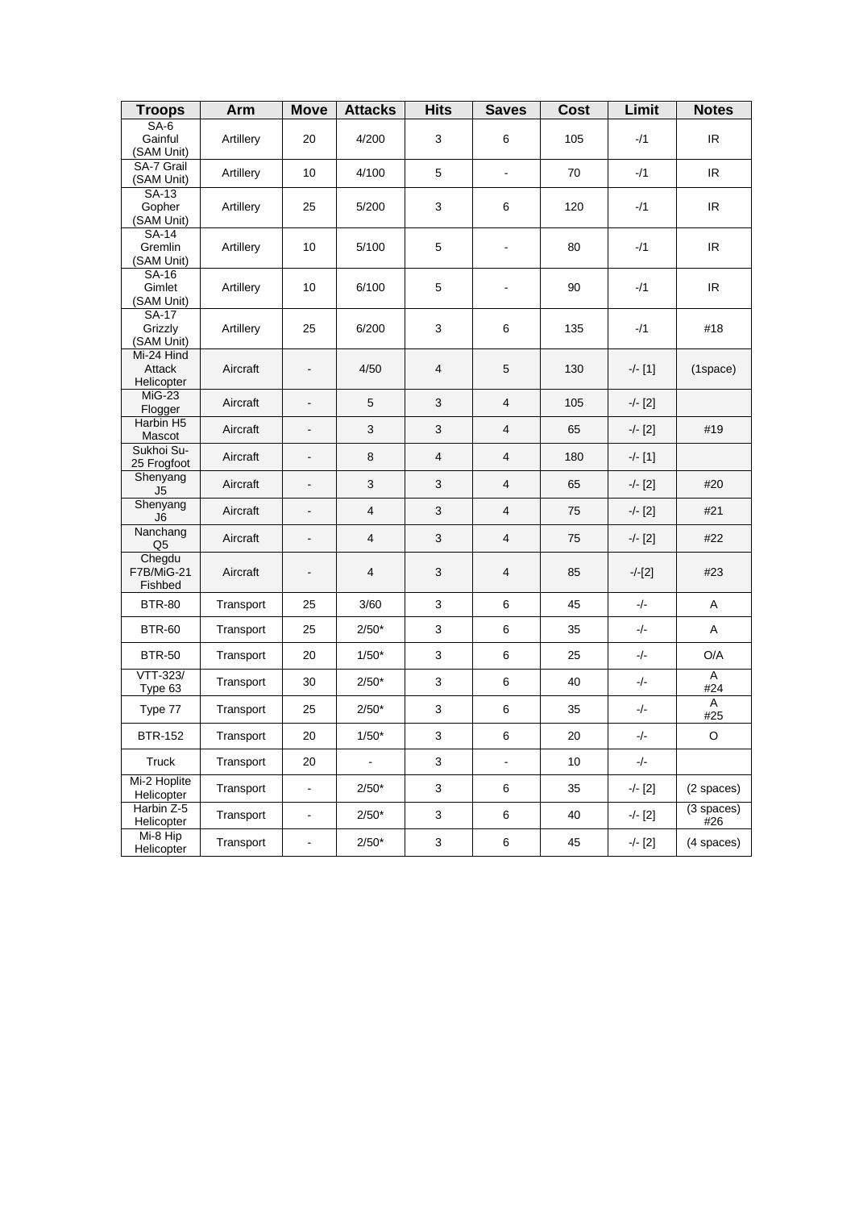| Troops | Arm | Move | Attacks | Hits | Saves | Cost | Limit | Notes |
|---|---|---|---|---|---|---|---|---|
| SA-6 Gainful (SAM Unit) | Artillery | 20 | 4/200 | 3 | 6 | 105 | -/1 | IR |
| SA-7 Grail (SAM Unit) | Artillery | 10 | 4/100 | 5 | - | 70 | -/1 | IR |
| SA-13 Gopher (SAM Unit) | Artillery | 25 | 5/200 | 3 | 6 | 120 | -/1 | IR |
| SA-14 Gremlin (SAM Unit) | Artillery | 10 | 5/100 | 5 | - | 80 | -/1 | IR |
| SA-16 Gimlet (SAM Unit) | Artillery | 10 | 6/100 | 5 | - | 90 | -/1 | IR |
| SA-17 Grizzly (SAM Unit) | Artillery | 25 | 6/200 | 3 | 6 | 135 | -/1 | #18 |
| Mi-24 Hind Attack Helicopter | Aircraft | - | 4/50 | 4 | 5 | 130 | -/- [1] | (1space) |
| MiG-23 Flogger | Aircraft | - | 5 | 3 | 4 | 105 | -/- [2] | |
| Harbin H5 Mascot | Aircraft | - | 3 | 3 | 4 | 65 | -/- [2] | #19 |
| Sukhoi Su-25 Frogfoot | Aircraft | - | 8 | 4 | 4 | 180 | -/- [1] | |
| Shenyang J5 | Aircraft | - | 3 | 3 | 4 | 65 | -/- [2] | #20 |
| Shenyang J6 | Aircraft | - | 4 | 3 | 4 | 75 | -/- [2] | #21 |
| Nanchang Q5 | Aircraft | - | 4 | 3 | 4 | 75 | -/- [2] | #22 |
| Chegdu F7B/MiG-21 Fishbed | Aircraft | - | 4 | 3 | 4 | 85 | -/-[2] | #23 |
| BTR-80 | Transport | 25 | 3/60 | 3 | 6 | 45 | -/- | A |
| BTR-60 | Transport | 25 | 2/50* | 3 | 6 | 35 | -/- | A |
| BTR-50 | Transport | 20 | 1/50* | 3 | 6 | 25 | -/- | O/A |
| VTT-323/ Type 63 | Transport | 30 | 2/50* | 3 | 6 | 40 | -/- | A #24 |
| Type 77 | Transport | 25 | 2/50* | 3 | 6 | 35 | -/- | A #25 |
| BTR-152 | Transport | 20 | 1/50* | 3 | 6 | 20 | -/- | O |
| Truck | Transport | 20 | - | 3 | - | 10 | -/- | |
| Mi-2 Hoplite Helicopter | Transport | - | 2/50* | 3 | 6 | 35 | -/- [2] | (2 spaces) |
| Harbin Z-5 Helicopter | Transport | - | 2/50* | 3 | 6 | 40 | -/- [2] | (3 spaces) #26 |
| Mi-8 Hip Helicopter | Transport | - | 2/50* | 3 | 6 | 45 | -/- [2] | (4 spaces) |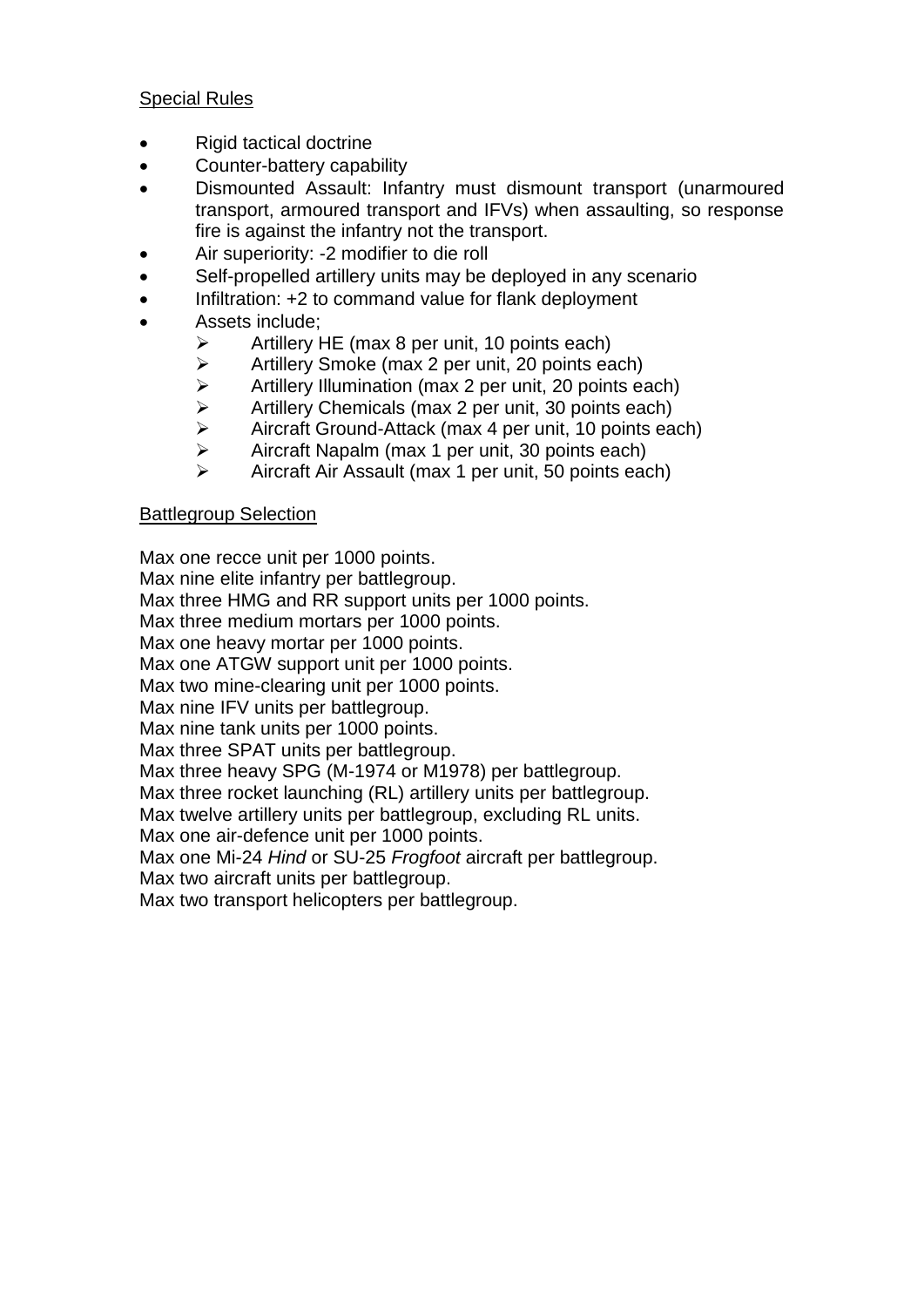## Special Rules

- Rigid tactical doctrine
- Counter-battery capability
- Dismounted Assault: Infantry must dismount transport (unarmoured transport, armoured transport and IFVs) when assaulting, so response fire is against the infantry not the transport.
- Air superiority: -2 modifier to die roll
- Self-propelled artillery units may be deployed in any scenario
- Infiltration: +2 to command value for flank deployment
- Assets include;
  - Artillery HE (max 8 per unit, 10 points each)
  - Artillery Smoke (max 2 per unit, 20 points each)
  - Artillery Illumination (max 2 per unit, 20 points each)
  - Artillery Chemicals (max 2 per unit, 30 points each)
  - Aircraft Ground-Attack (max 4 per unit, 10 points each)
  - Aircraft Napalm (max 1 per unit, 30 points each)
  - Aircraft Air Assault (max 1 per unit, 50 points each)

## Battlegroup Selection

Max one recce unit per 1000 points.
Max nine elite infantry per battlegroup.
Max three HMG and RR support units per 1000 points.
Max three medium mortars per 1000 points.
Max one heavy mortar per 1000 points.
Max one ATGW support unit per 1000 points.
Max two mine-clearing unit per 1000 points.
Max nine IFV units per battlegroup.
Max nine tank units per 1000 points.
Max three SPAT units per battlegroup.
Max three heavy SPG (M-1974 or M1978) per battlegroup.
Max three rocket launching (RL) artillery units per battlegroup.
Max twelve artillery units per battlegroup, excluding RL units.
Max one air-defence unit per 1000 points.
Max one Mi-24 *Hind* or SU-25 *Frogfoot* aircraft per battlegroup.
Max two aircraft units per battlegroup.
Max two transport helicopters per battlegroup.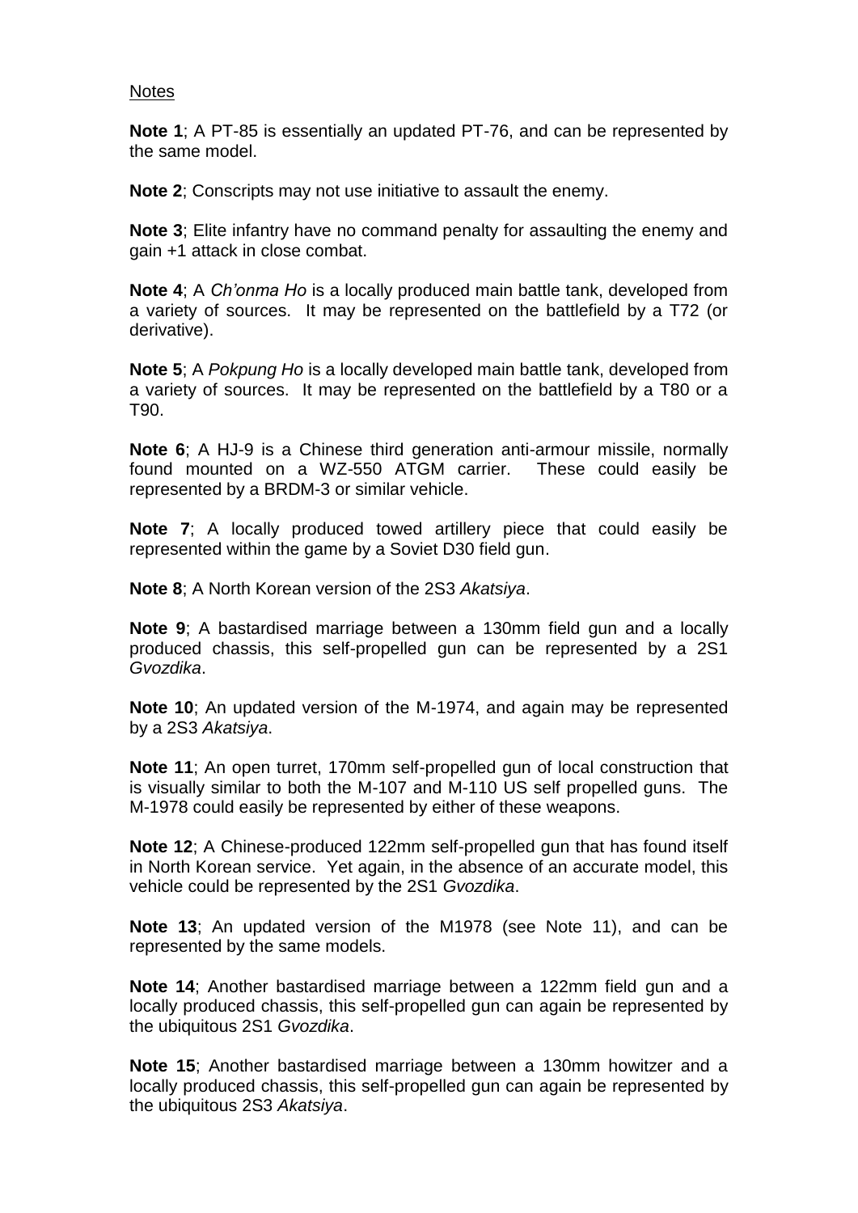Notes

**Note 1**; A PT-85 is essentially an updated PT-76, and can be represented by the same model.

**Note 2**; Conscripts may not use initiative to assault the enemy.

**Note 3**; Elite infantry have no command penalty for assaulting the enemy and gain +1 attack in close combat.

**Note 4**; A *Ch'onma Ho* is a locally produced main battle tank, developed from a variety of sources. It may be represented on the battlefield by a T72 (or derivative).

**Note 5**; A *Pokpung Ho* is a locally developed main battle tank, developed from a variety of sources. It may be represented on the battlefield by a T80 or a T90.

**Note 6**; A HJ-9 is a Chinese third generation anti-armour missile, normally found mounted on a WZ-550 ATGM carrier. These could easily be represented by a BRDM-3 or similar vehicle.

**Note 7**; A locally produced towed artillery piece that could easily be represented within the game by a Soviet D30 field gun.

**Note 8**; A North Korean version of the 2S3 *Akatsiya*.

**Note 9**; A bastardised marriage between a 130mm field gun and a locally produced chassis, this self-propelled gun can be represented by a 2S1 *Gvozdika*.

**Note 10**; An updated version of the M-1974, and again may be represented by a 2S3 *Akatsiya*.

**Note 11**; An open turret, 170mm self-propelled gun of local construction that is visually similar to both the M-107 and M-110 US self propelled guns. The M-1978 could easily be represented by either of these weapons.

**Note 12**; A Chinese-produced 122mm self-propelled gun that has found itself in North Korean service. Yet again, in the absence of an accurate model, this vehicle could be represented by the 2S1 *Gvozdika*.

**Note 13**; An updated version of the M1978 (see Note 11), and can be represented by the same models.

**Note 14**; Another bastardised marriage between a 122mm field gun and a locally produced chassis, this self-propelled gun can again be represented by the ubiquitous 2S1 *Gvozdika*.

**Note 15**; Another bastardised marriage between a 130mm howitzer and a locally produced chassis, this self-propelled gun can again be represented by the ubiquitous 2S3 *Akatsiya*.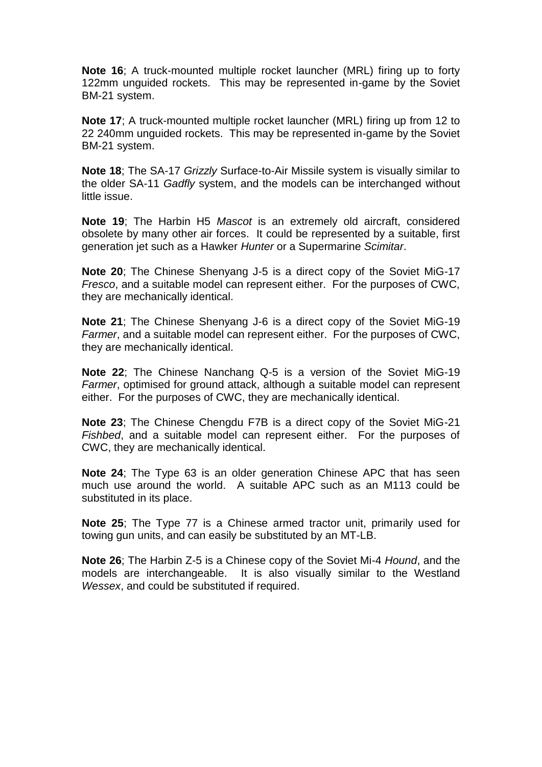**Note 16**; A truck-mounted multiple rocket launcher (MRL) firing up to forty 122mm unguided rockets. This may be represented in-game by the Soviet BM-21 system.

**Note 17**; A truck-mounted multiple rocket launcher (MRL) firing up from 12 to 22 240mm unguided rockets. This may be represented in-game by the Soviet BM-21 system.

**Note 18**; The SA-17 *Grizzly* Surface-to-Air Missile system is visually similar to the older SA-11 *Gadfly* system, and the models can be interchanged without little issue.

**Note 19**; The Harbin H5 *Mascot* is an extremely old aircraft, considered obsolete by many other air forces. It could be represented by a suitable, first generation jet such as a Hawker *Hunter* or a Supermarine *Scimitar*.

**Note 20**; The Chinese Shenyang J-5 is a direct copy of the Soviet MiG-17 *Fresco*, and a suitable model can represent either. For the purposes of CWC, they are mechanically identical.

**Note 21**; The Chinese Shenyang J-6 is a direct copy of the Soviet MiG-19 *Farmer*, and a suitable model can represent either. For the purposes of CWC, they are mechanically identical.

**Note 22**; The Chinese Nanchang Q-5 is a version of the Soviet MiG-19 *Farmer*, optimised for ground attack, although a suitable model can represent either. For the purposes of CWC, they are mechanically identical.

**Note 23**; The Chinese Chengdu F7B is a direct copy of the Soviet MiG-21 *Fishbed*, and a suitable model can represent either. For the purposes of CWC, they are mechanically identical.

**Note 24**; The Type 63 is an older generation Chinese APC that has seen much use around the world. A suitable APC such as an M113 could be substituted in its place.

**Note 25**; The Type 77 is a Chinese armed tractor unit, primarily used for towing gun units, and can easily be substituted by an MT-LB.

**Note 26**; The Harbin Z-5 is a Chinese copy of the Soviet Mi-4 *Hound*, and the models are interchangeable. It is also visually similar to the Westland *Wessex*, and could be substituted if required.